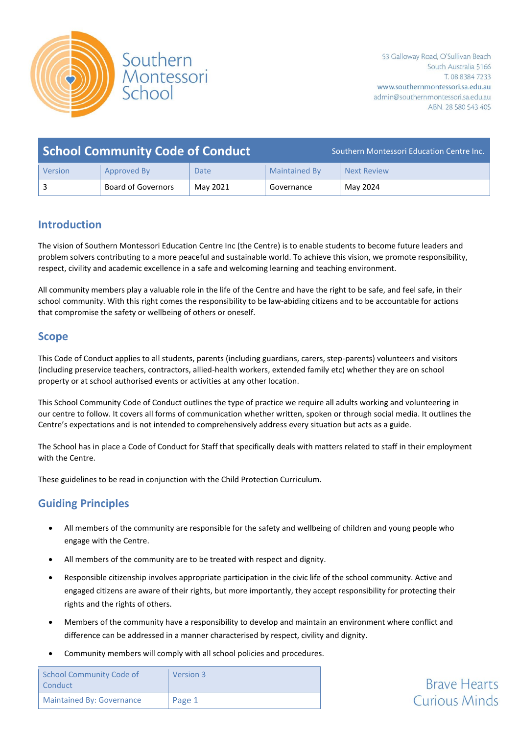Southern Montessori School

53 Galloway Road, O'Sullivan Beach
South Australia 5166
T. 08 8384 7233
www.southernmontessori.sa.edu.au
admin@southernmontessori.sa.edu.au
ABN. 28 580 543 405

| School Community Code of Conduct | | | | Southern Montessori Education Centre Inc. |
|---|---|---|---|---|
| Version | Approved By | Date | Maintained By | Next Review |
| 3 | Board of Governors | May 2021 | Governance | May 2024 |

## Introduction

The vision of Southern Montessori Education Centre Inc (the Centre) is to enable students to become future leaders and problem solvers contributing to a more peaceful and sustainable world. To achieve this vision, we promote responsibility, respect, civility and academic excellence in a safe and welcoming learning and teaching environment.

All community members play a valuable role in the life of the Centre and have the right to be safe, and feel safe, in their school community. With this right comes the responsibility to be law-abiding citizens and to be accountable for actions that compromise the safety or wellbeing of others or oneself.

## Scope

This Code of Conduct applies to all students, parents (including guardians, carers, step-parents) volunteers and visitors (including preservice teachers, contractors, allied-health workers, extended family etc) whether they are on school property or at school authorised events or activities at any other location.

This School Community Code of Conduct outlines the type of practice we require all adults working and volunteering in our centre to follow. It covers all forms of communication whether written, spoken or through social media. It outlines the Centre's expectations and is not intended to comprehensively address every situation but acts as a guide.

The School has in place a Code of Conduct for Staff that specifically deals with matters related to staff in their employment with the Centre.

These guidelines to be read in conjunction with the Child Protection Curriculum.

## Guiding Principles

- All members of the community are responsible for the safety and wellbeing of children and young people who engage with the Centre.
- All members of the community are to be treated with respect and dignity.
- Responsible citizenship involves appropriate participation in the civic life of the school community. Active and engaged citizens are aware of their rights, but more importantly, they accept responsibility for protecting their rights and the rights of others.
- Members of the community have a responsibility to develop and maintain an environment where conflict and difference can be addressed in a manner characterised by respect, civility and dignity.
- Community members will comply with all school policies and procedures.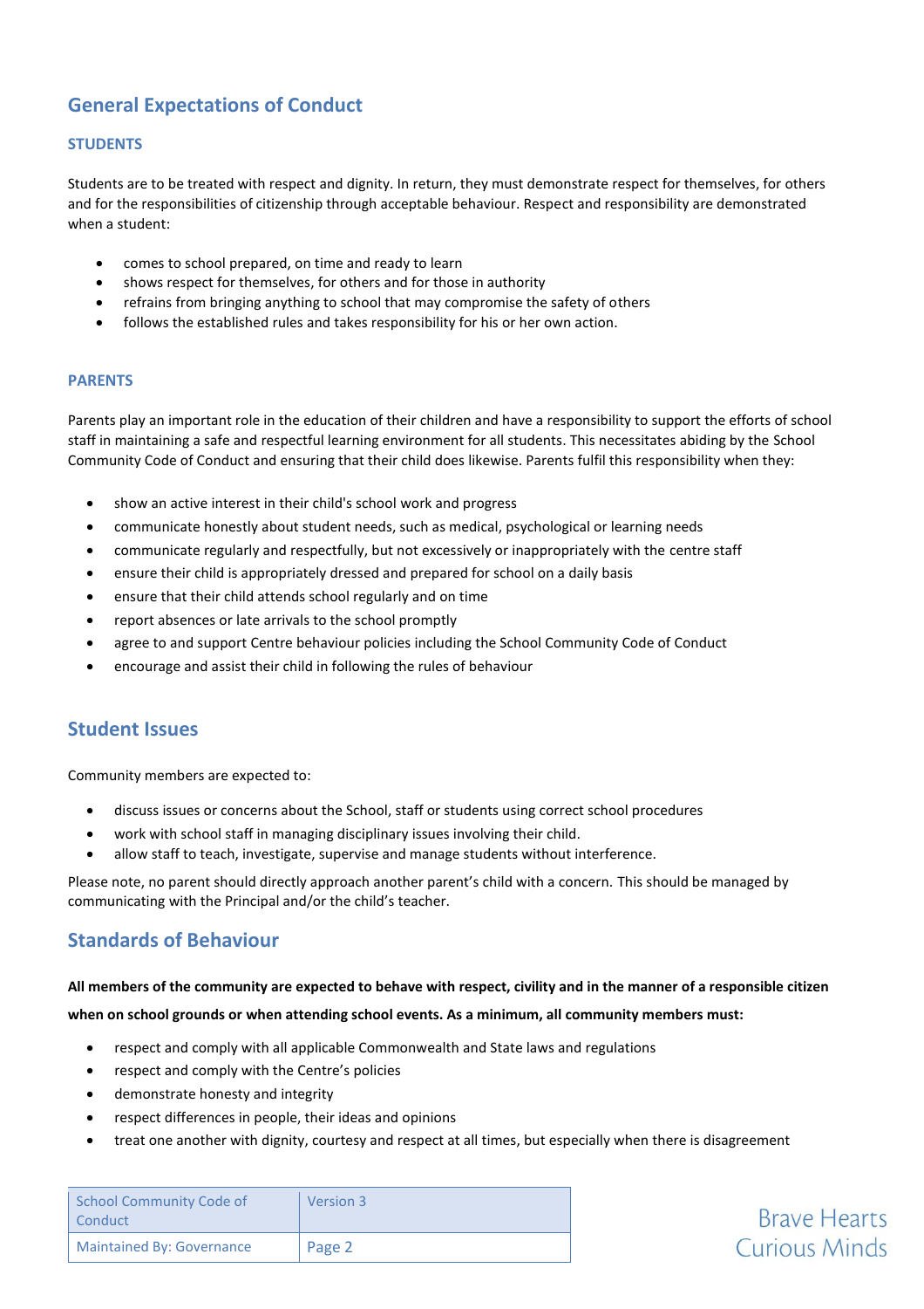## General Expectations of Conduct

### STUDENTS

Students are to be treated with respect and dignity. In return, they must demonstrate respect for themselves, for others and for the responsibilities of citizenship through acceptable behaviour. Respect and responsibility are demonstrated when a student:

- comes to school prepared, on time and ready to learn
- shows respect for themselves, for others and for those in authority
- refrains from bringing anything to school that may compromise the safety of others
- follows the established rules and takes responsibility for his or her own action.

### PARENTS

Parents play an important role in the education of their children and have a responsibility to support the efforts of school staff in maintaining a safe and respectful learning environment for all students. This necessitates abiding by the School Community Code of Conduct and ensuring that their child does likewise. Parents fulfil this responsibility when they:

- show an active interest in their child's school work and progress
- communicate honestly about student needs, such as medical, psychological or learning needs
- communicate regularly and respectfully, but not excessively or inappropriately with the centre staff
- ensure their child is appropriately dressed and prepared for school on a daily basis
- ensure that their child attends school regularly and on time
- report absences or late arrivals to the school promptly
- agree to and support Centre behaviour policies including the School Community Code of Conduct
- encourage and assist their child in following the rules of behaviour

## Student Issues

Community members are expected to:

- discuss issues or concerns about the School, staff or students using correct school procedures
- work with school staff in managing disciplinary issues involving their child.
- allow staff to teach, investigate, supervise and manage students without interference.

Please note, no parent should directly approach another parent's child with a concern. This should be managed by communicating with the Principal and/or the child's teacher.

## Standards of Behaviour

**All members of the community are expected to behave with respect, civility and in the manner of a responsible citizen when on school grounds or when attending school events. As a minimum, all community members must:**

- respect and comply with all applicable Commonwealth and State laws and regulations
- respect and comply with the Centre's policies
- demonstrate honesty and integrity
- respect differences in people, their ideas and opinions
- treat one another with dignity, courtesy and respect at all times, but especially when there is disagreement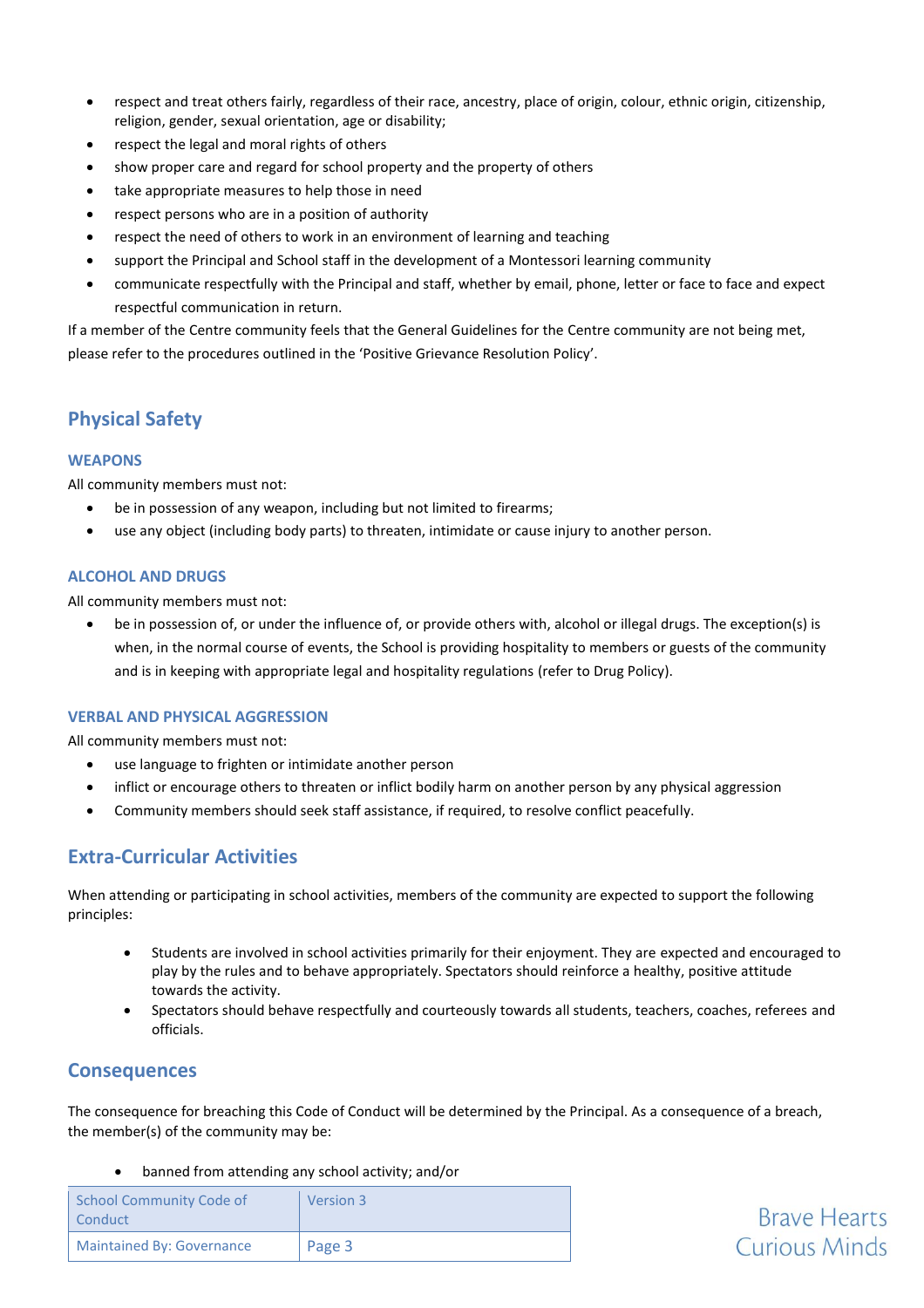- respect and treat others fairly, regardless of their race, ancestry, place of origin, colour, ethnic origin, citizenship, religion, gender, sexual orientation, age or disability;
- respect the legal and moral rights of others
- show proper care and regard for school property and the property of others
- take appropriate measures to help those in need
- respect persons who are in a position of authority
- respect the need of others to work in an environment of learning and teaching
- support the Principal and School staff in the development of a Montessori learning community
- communicate respectfully with the Principal and staff, whether by email, phone, letter or face to face and expect respectful communication in return.

If a member of the Centre community feels that the General Guidelines for the Centre community are not being met, please refer to the procedures outlined in the 'Positive Grievance Resolution Policy'.

## Physical Safety

### WEAPONS

All community members must not:

- be in possession of any weapon, including but not limited to firearms;
- use any object (including body parts) to threaten, intimidate or cause injury to another person.

### ALCOHOL AND DRUGS

All community members must not:

- be in possession of, or under the influence of, or provide others with, alcohol or illegal drugs. The exception(s) is when, in the normal course of events, the School is providing hospitality to members or guests of the community and is in keeping with appropriate legal and hospitality regulations (refer to Drug Policy).

### VERBAL AND PHYSICAL AGGRESSION

All community members must not:

- use language to frighten or intimidate another person
- inflict or encourage others to threaten or inflict bodily harm on another person by any physical aggression
- Community members should seek staff assistance, if required, to resolve conflict peacefully.

## Extra-Curricular Activities

When attending or participating in school activities, members of the community are expected to support the following principles:

- Students are involved in school activities primarily for their enjoyment. They are expected and encouraged to play by the rules and to behave appropriately. Spectators should reinforce a healthy, positive attitude towards the activity.
- Spectators should behave respectfully and courteously towards all students, teachers, coaches, referees and officials.

## Consequences

The consequence for breaching this Code of Conduct will be determined by the Principal. As a consequence of a breach, the member(s) of the community may be:

- banned from attending any school activity; and/or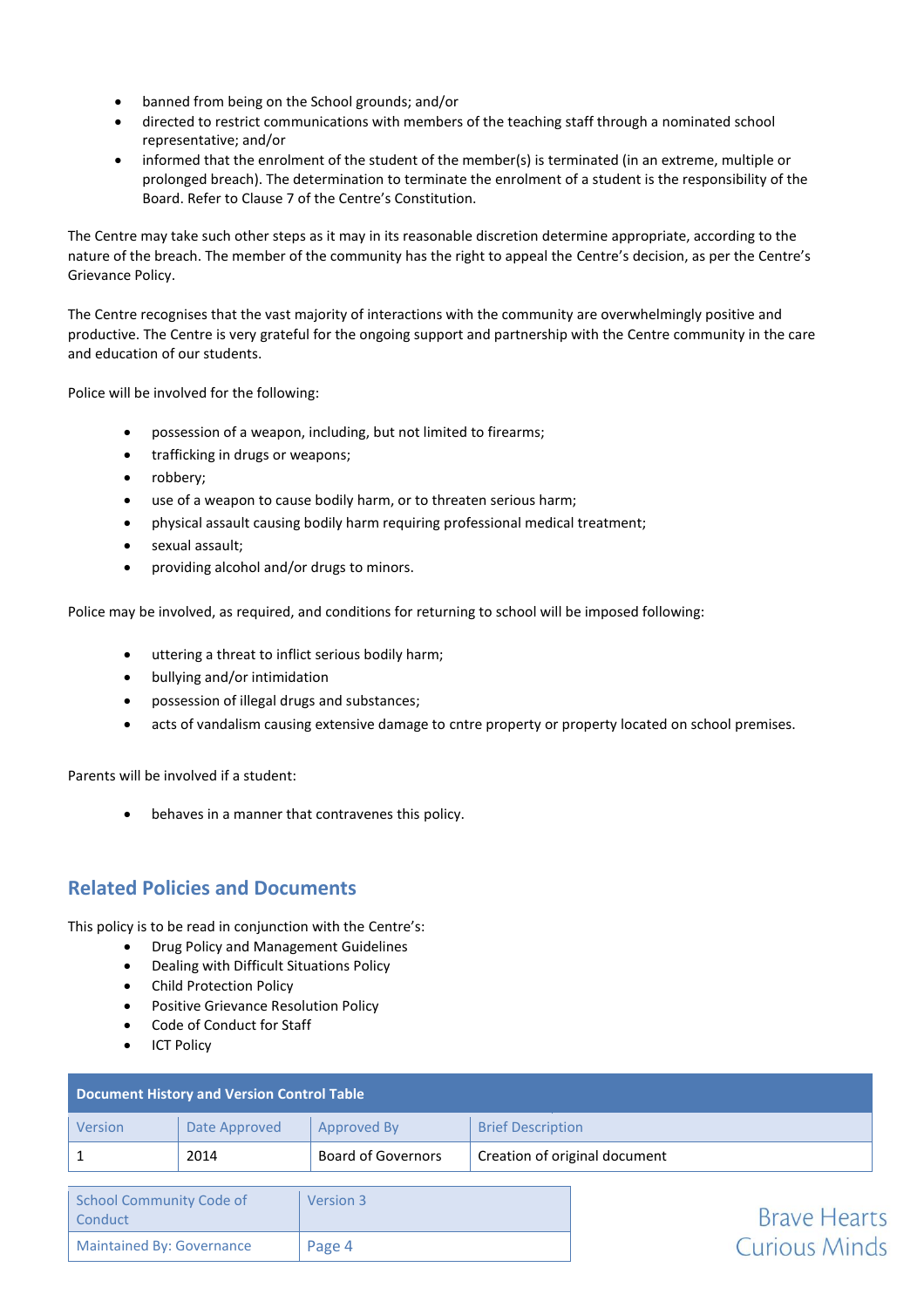- banned from being on the School grounds; and/or
- directed to restrict communications with members of the teaching staff through a nominated school representative; and/or
- informed that the enrolment of the student of the member(s) is terminated (in an extreme, multiple or prolonged breach). The determination to terminate the enrolment of a student is the responsibility of the Board. Refer to Clause 7 of the Centre's Constitution.

The Centre may take such other steps as it may in its reasonable discretion determine appropriate, according to the nature of the breach. The member of the community has the right to appeal the Centre's decision, as per the Centre's Grievance Policy.

The Centre recognises that the vast majority of interactions with the community are overwhelmingly positive and productive. The Centre is very grateful for the ongoing support and partnership with the Centre community in the care and education of our students.

Police will be involved for the following:

- possession of a weapon, including, but not limited to firearms;
- trafficking in drugs or weapons;
- robbery;
- use of a weapon to cause bodily harm, or to threaten serious harm;
- physical assault causing bodily harm requiring professional medical treatment;
- sexual assault;
- providing alcohol and/or drugs to minors.

Police may be involved, as required, and conditions for returning to school will be imposed following:

- uttering a threat to inflict serious bodily harm;
- bullying and/or intimidation
- possession of illegal drugs and substances;
- acts of vandalism causing extensive damage to cntre property or property located on school premises.

Parents will be involved if a student:

- behaves in a manner that contravenes this policy.

## Related Policies and Documents

This policy is to be read in conjunction with the Centre's:

- Drug Policy and Management Guidelines
- Dealing with Difficult Situations Policy
- Child Protection Policy
- Positive Grievance Resolution Policy
- Code of Conduct for Staff
- ICT Policy

| Document History and Version Control Table | | | |
|---|---|---|---|
| Version | Date Approved | Approved By | Brief Description |
| 1 | 2014 | Board of Governors | Creation of original document |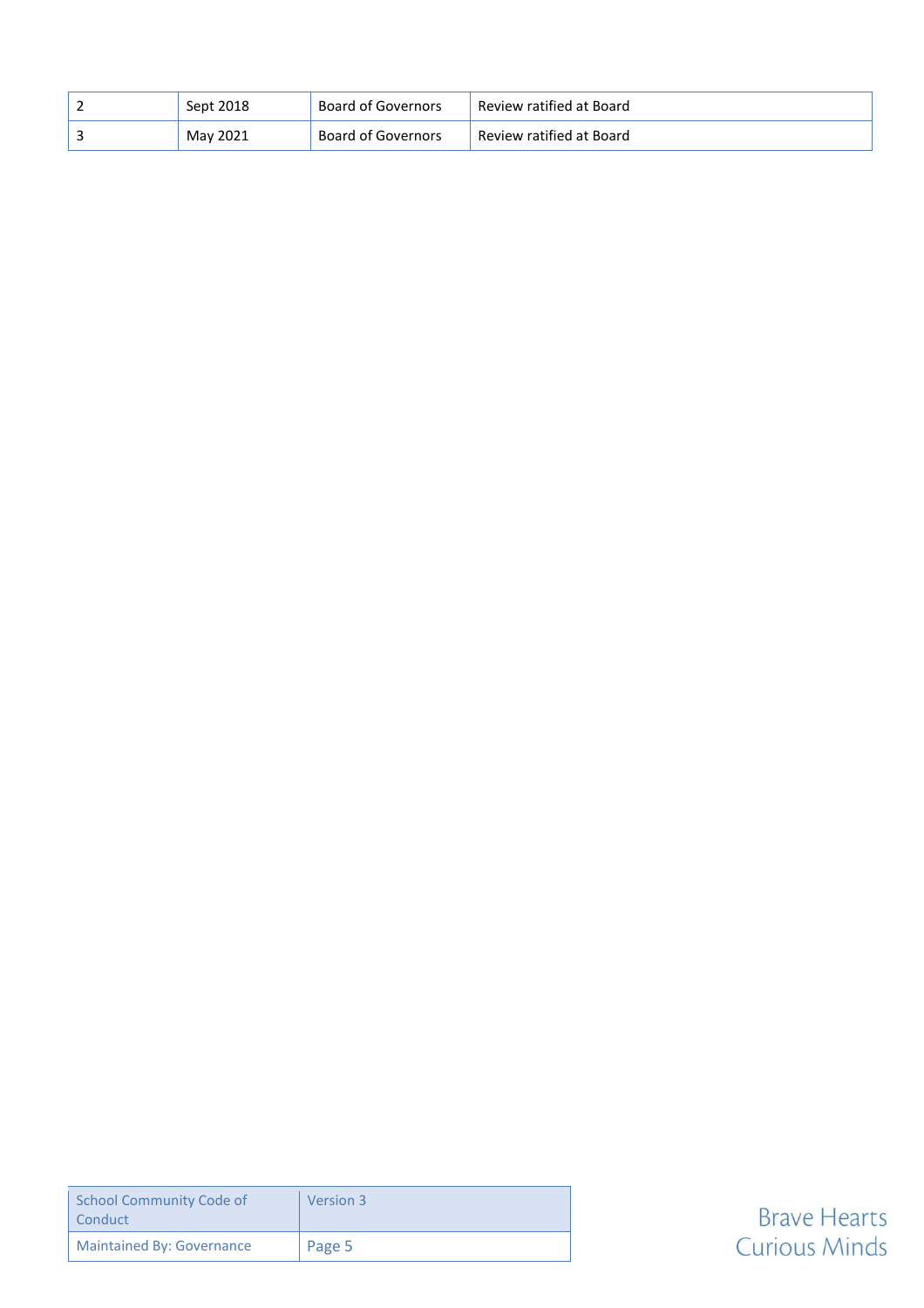| | | | |
|---|---|---|---|
| 2 | Sept 2018 | Board of Governors | Review ratified at Board |
| 3 | May 2021 | Board of Governors | Review ratified at Board |